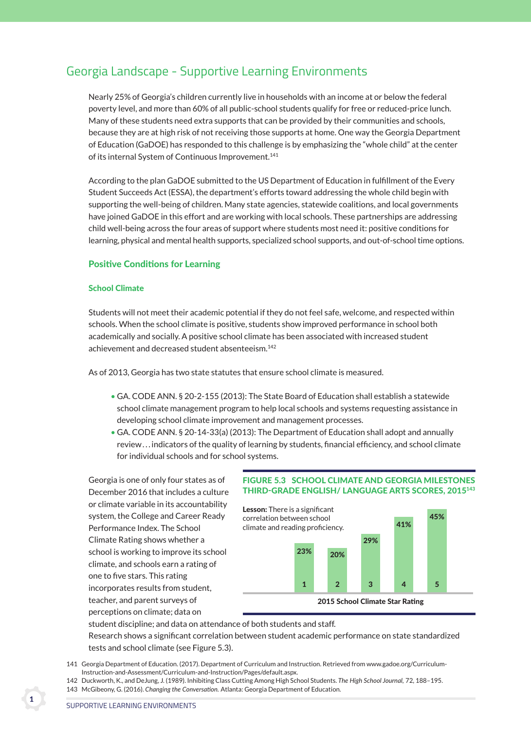## Georgia Landscape - Supportive Learning Environments

Nearly 25% of Georgia's children currently live in households with an income at or below the federal poverty level, and more than 60% of all public-school students qualify for free or reduced-price lunch. Many of these students need extra supports that can be provided by their communities and schools, because they are at high risk of not receiving those supports at home. One way the Georgia Department of Education (GaDOE) has responded to this challenge is by emphasizing the "whole child" at the center of its internal System of Continuous Improvement.[141]

According to the plan GaDOE submitted to the US Department of Education in fulfillment of the Every Student Succeeds Act (ESSA), the department's efforts toward addressing the whole child begin with supporting the well-being of children. Many state agencies, statewide coalitions, and local governments have joined GaDOE in this effort and are working with local schools. These partnerships are addressing child well-being across the four areas of support where students most need it: positive conditions for learning, physical and mental health supports, specialized school supports, and out-of-school time options.

### Positive Conditions for Learning

#### School Climate

Students will not meet their academic potential if they do not feel safe, welcome, and respected within schools. When the school climate is positive, students show improved performance in school both academically and socially. A positive school climate has been associated with increased student achievement and decreased student absenteeism.[142]

As of 2013, Georgia has two state statutes that ensure school climate is measured.

- GA. CODE ANN. § 20-2-155 (2013): The State Board of Education shall establish a statewide school climate management program to help local schools and systems requesting assistance in developing school climate improvement and management processes.
- GA. CODE ANN. § 20-14-33(a) (2013): The Department of Education shall adopt and annually review . . . indicators of the quality of learning by students, financial efficiency, and school climate for individual schools and for school systems.

Georgia is one of only four states as of December 2016 that includes a culture or climate variable in its accountability system, the College and Career Ready Performance Index. The School Climate Rating shows whether a school is working to improve its school climate, and schools earn a rating of one to five stars. This rating incorporates results from student, teacher, and parent surveys of perceptions on climate; data on student discipline; and data on attendance of both students and staff. Research shows a significant correlation between student academic performance on state standardized tests and school climate (see Figure 5.3).

**FIGURE 5.3 SCHOOL CLIMATE AND GEORGIA MILESTONES THIRD-GRADE ENGLISH/ LANGUAGE ARTS SCORES, 2015[143]**

**Lesson:** There is a significant correlation between school climate and reading proficiency.

| 2015 School Climate Star Rating | 1 | 2 | 3 | 4 | 5 |
|---|---|---|---|---|---|
| | 23% | 20% | 29% | 41% | 45% |

141 Georgia Department of Education. (2017). Department of Curriculum and Instruction. Retrieved from www.gadoe.org/Curriculum-Instruction-and-Assessment/Curriculum-and-Instruction/Pages/default.aspx.

142 Duckworth, K., and DeJung, J. (1989). Inhibiting Class Cutting Among High School Students. *The High School Journal,* 72, 188–195.

143 McGibeony, G. (2016). *Changing the Conversation.* Atlanta: Georgia Department of Education.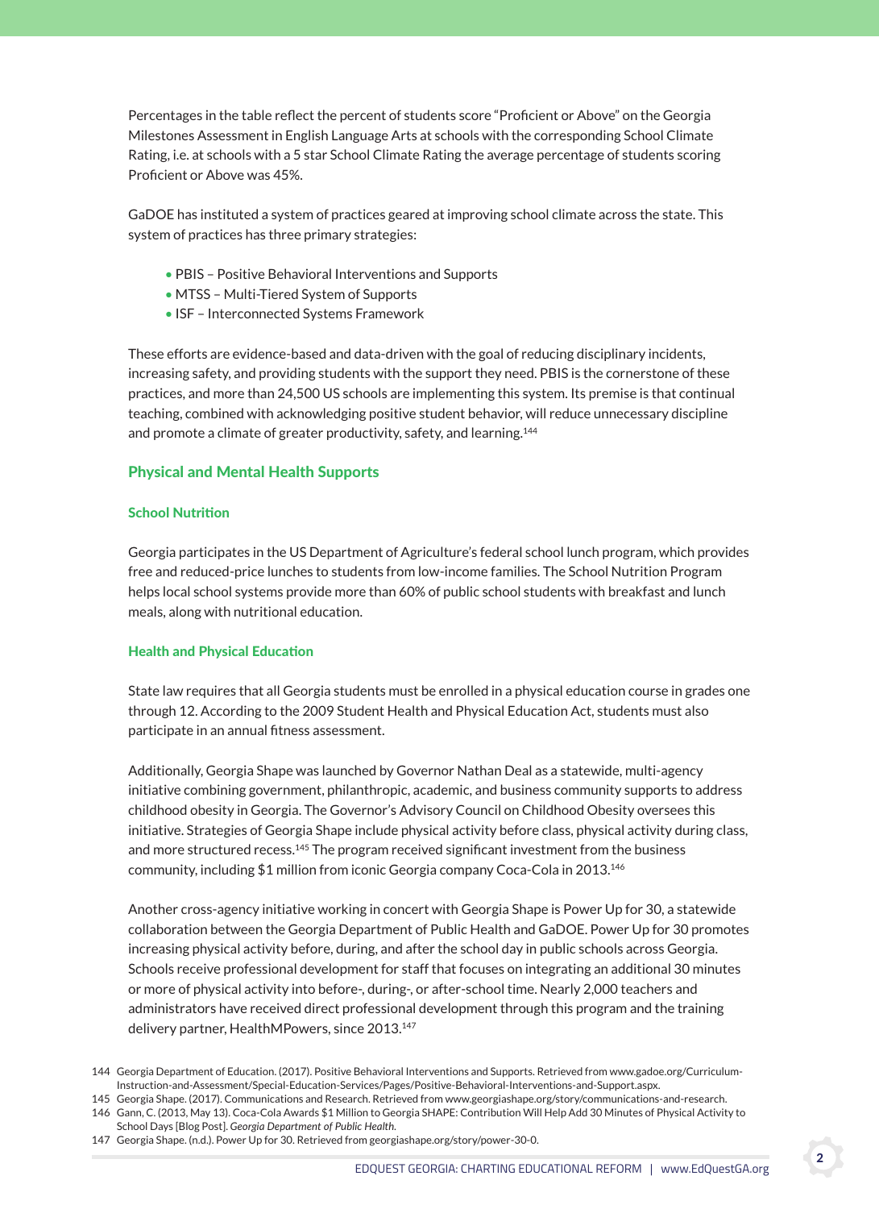Percentages in the table reflect the percent of students score "Proficient or Above" on the Georgia Milestones Assessment in English Language Arts at schools with the corresponding School Climate Rating, i.e. at schools with a 5 star School Climate Rating the average percentage of students scoring Proficient or Above was 45%.

GaDOE has instituted a system of practices geared at improving school climate across the state. This system of practices has three primary strategies:

- PBIS – Positive Behavioral Interventions and Supports
- MTSS – Multi-Tiered System of Supports
- ISF – Interconnected Systems Framework

These efforts are evidence-based and data-driven with the goal of reducing disciplinary incidents, increasing safety, and providing students with the support they need. PBIS is the cornerstone of these practices, and more than 24,500 US schools are implementing this system. Its premise is that continual teaching, combined with acknowledging positive student behavior, will reduce unnecessary discipline and promote a climate of greater productivity, safety, and learning.[144]

## Physical and Mental Health Supports

### School Nutrition

Georgia participates in the US Department of Agriculture's federal school lunch program, which provides free and reduced-price lunches to students from low-income families. The School Nutrition Program helps local school systems provide more than 60% of public school students with breakfast and lunch meals, along with nutritional education.

### Health and Physical Education

State law requires that all Georgia students must be enrolled in a physical education course in grades one through 12. According to the 2009 Student Health and Physical Education Act, students must also participate in an annual fitness assessment.

Additionally, Georgia Shape was launched by Governor Nathan Deal as a statewide, multi-agency initiative combining government, philanthropic, academic, and business community supports to address childhood obesity in Georgia. The Governor's Advisory Council on Childhood Obesity oversees this initiative. Strategies of Georgia Shape include physical activity before class, physical activity during class, and more structured recess.[145] The program received significant investment from the business community, including $1 million from iconic Georgia company Coca-Cola in 2013.[146]

Another cross-agency initiative working in concert with Georgia Shape is Power Up for 30, a statewide collaboration between the Georgia Department of Public Health and GaDOE. Power Up for 30 promotes increasing physical activity before, during, and after the school day in public schools across Georgia. Schools receive professional development for staff that focuses on integrating an additional 30 minutes or more of physical activity into before-, during-, or after-school time. Nearly 2,000 teachers and administrators have received direct professional development through this program and the training delivery partner, HealthMPowers, since 2013.[147]

---

144 Georgia Department of Education. (2017). Positive Behavioral Interventions and Supports. Retrieved from www.gadoe.org/Curriculum-Instruction-and-Assessment/Special-Education-Services/Pages/Positive-Behavioral-Interventions-and-Support.aspx.

145 Georgia Shape. (2017). Communications and Research. Retrieved from www.georgiashape.org/story/communications-and-research.

146 Gann, C. (2013, May 13). Coca-Cola Awards $1 Million to Georgia SHAPE: Contribution Will Help Add 30 Minutes of Physical Activity to School Days [Blog Post]. *Georgia Department of Public Health.*

147 Georgia Shape. (n.d.). Power Up for 30. Retrieved from georgiashape.org/story/power-30-0.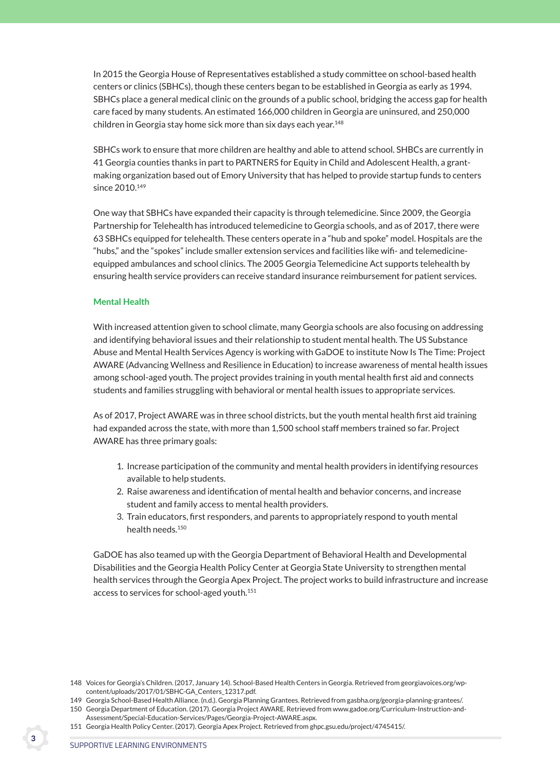In 2015 the Georgia House of Representatives established a study committee on school-based health centers or clinics (SBHCs), though these centers began to be established in Georgia as early as 1994. SBHCs place a general medical clinic on the grounds of a public school, bridging the access gap for health care faced by many students. An estimated 166,000 children in Georgia are uninsured, and 250,000 children in Georgia stay home sick more than six days each year.[148]

SBHCs work to ensure that more children are healthy and able to attend school. SHBCs are currently in 41 Georgia counties thanks in part to PARTNERS for Equity in Child and Adolescent Health, a grant-making organization based out of Emory University that has helped to provide startup funds to centers since 2010.[149]

One way that SBHCs have expanded their capacity is through telemedicine. Since 2009, the Georgia Partnership for Telehealth has introduced telemedicine to Georgia schools, and as of 2017, there were 63 SBHCs equipped for telehealth. These centers operate in a "hub and spoke" model. Hospitals are the "hubs," and the "spokes" include smaller extension services and facilities like wifi- and telemedicine-equipped ambulances and school clinics. The 2005 Georgia Telemedicine Act supports telehealth by ensuring health service providers can receive standard insurance reimbursement for patient services.

### Mental Health

With increased attention given to school climate, many Georgia schools are also focusing on addressing and identifying behavioral issues and their relationship to student mental health. The US Substance Abuse and Mental Health Services Agency is working with GaDOE to institute Now Is The Time: Project AWARE (Advancing Wellness and Resilience in Education) to increase awareness of mental health issues among school-aged youth. The project provides training in youth mental health first aid and connects students and families struggling with behavioral or mental health issues to appropriate services.

As of 2017, Project AWARE was in three school districts, but the youth mental health first aid training had expanded across the state, with more than 1,500 school staff members trained so far. Project AWARE has three primary goals:

1. Increase participation of the community and mental health providers in identifying resources available to help students.
2. Raise awareness and identification of mental health and behavior concerns, and increase student and family access to mental health providers.
3. Train educators, first responders, and parents to appropriately respond to youth mental health needs.[150]

GaDOE has also teamed up with the Georgia Department of Behavioral Health and Developmental Disabilities and the Georgia Health Policy Center at Georgia State University to strengthen mental health services through the Georgia Apex Project. The project works to build infrastructure and increase access to services for school-aged youth.[151]

---

148 Voices for Georgia's Children. (2017, January 14). School-Based Health Centers in Georgia. Retrieved from georgiavoices.org/wp-content/uploads/2017/01/SBHC-GA_Centers_12317.pdf.

149 Georgia School-Based Health Alliance. (n.d.). Georgia Planning Grantees. Retrieved from gasbha.org/georgia-planning-grantees/.

150 Georgia Department of Education. (2017). Georgia Project AWARE. Retrieved from www.gadoe.org/Curriculum-Instruction-and-Assessment/Special-Education-Services/Pages/Georgia-Project-AWARE.aspx.

151 Georgia Health Policy Center. (2017). Georgia Apex Project. Retrieved from ghpc.gsu.edu/project/4745415/.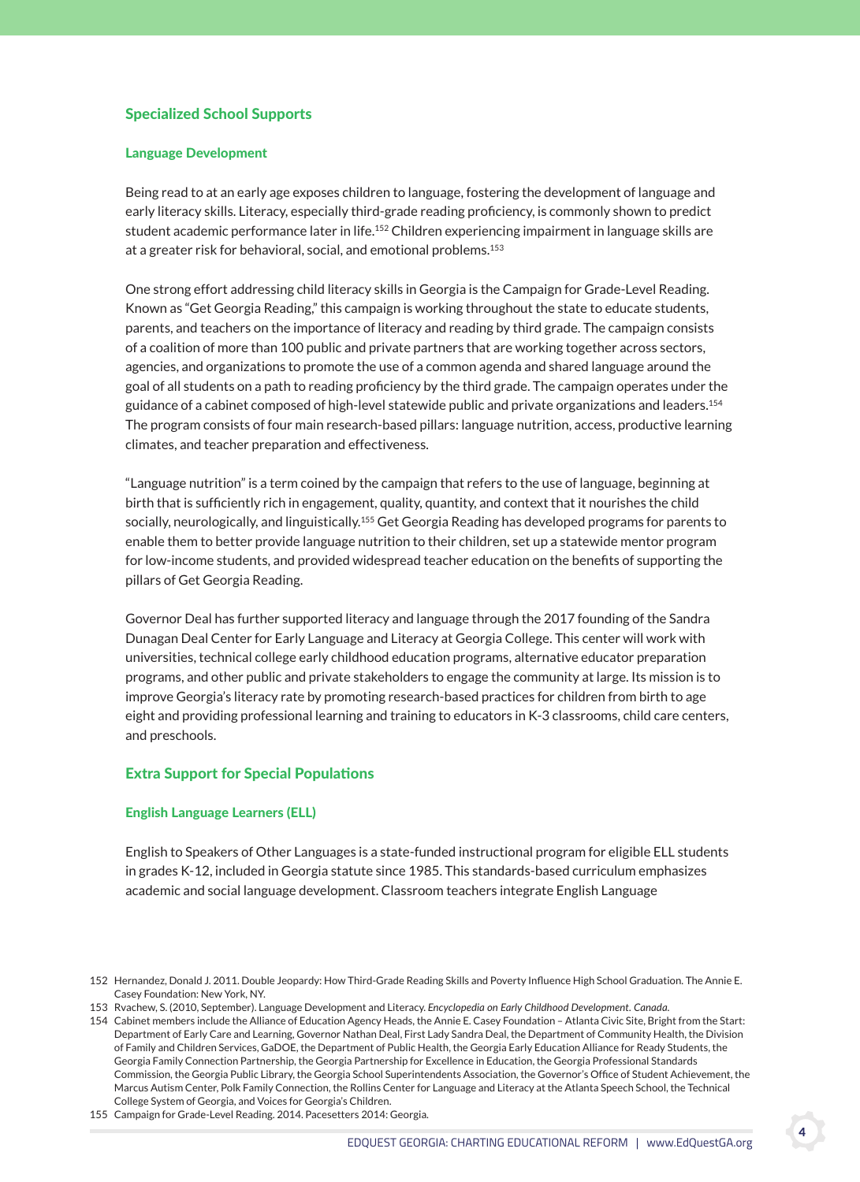## Specialized School Supports

### Language Development

Being read to at an early age exposes children to language, fostering the development of language and early literacy skills. Literacy, especially third-grade reading proficiency, is commonly shown to predict student academic performance later in life.[152] Children experiencing impairment in language skills are at a greater risk for behavioral, social, and emotional problems.[153]

One strong effort addressing child literacy skills in Georgia is the Campaign for Grade-Level Reading. Known as "Get Georgia Reading," this campaign is working throughout the state to educate students, parents, and teachers on the importance of literacy and reading by third grade. The campaign consists of a coalition of more than 100 public and private partners that are working together across sectors, agencies, and organizations to promote the use of a common agenda and shared language around the goal of all students on a path to reading proficiency by the third grade. The campaign operates under the guidance of a cabinet composed of high-level statewide public and private organizations and leaders.[154] The program consists of four main research-based pillars: language nutrition, access, productive learning climates, and teacher preparation and effectiveness.

"Language nutrition" is a term coined by the campaign that refers to the use of language, beginning at birth that is sufficiently rich in engagement, quality, quantity, and context that it nourishes the child socially, neurologically, and linguistically.[155] Get Georgia Reading has developed programs for parents to enable them to better provide language nutrition to their children, set up a statewide mentor program for low-income students, and provided widespread teacher education on the benefits of supporting the pillars of Get Georgia Reading.

Governor Deal has further supported literacy and language through the 2017 founding of the Sandra Dunagan Deal Center for Early Language and Literacy at Georgia College. This center will work with universities, technical college early childhood education programs, alternative educator preparation programs, and other public and private stakeholders to engage the community at large. Its mission is to improve Georgia's literacy rate by promoting research-based practices for children from birth to age eight and providing professional learning and training to educators in K-3 classrooms, child care centers, and preschools.

## Extra Support for Special Populations

### English Language Learners (ELL)

English to Speakers of Other Languages is a state-funded instructional program for eligible ELL students in grades K-12, included in Georgia statute since 1985. This standards-based curriculum emphasizes academic and social language development. Classroom teachers integrate English Language

---

152 Hernandez, Donald J. 2011. Double Jeopardy: How Third-Grade Reading Skills and Poverty Influence High School Graduation. The Annie E. Casey Foundation: New York, NY.

153 Rvachew, S. (2010, September). Language Development and Literacy. *Encyclopedia on Early Childhood Development*. *Canada.*

154 Cabinet members include the Alliance of Education Agency Heads, the Annie E. Casey Foundation – Atlanta Civic Site, Bright from the Start: Department of Early Care and Learning, Governor Nathan Deal, First Lady Sandra Deal, the Department of Community Health, the Division of Family and Children Services, GaDOE, the Department of Public Health, the Georgia Early Education Alliance for Ready Students, the Georgia Family Connection Partnership, the Georgia Partnership for Excellence in Education, the Georgia Professional Standards Commission, the Georgia Public Library, the Georgia School Superintendents Association, the Governor's Office of Student Achievement, the Marcus Autism Center, Polk Family Connection, the Rollins Center for Language and Literacy at the Atlanta Speech School, the Technical College System of Georgia, and Voices for Georgia's Children.

155 Campaign for Grade-Level Reading. 2014. Pacesetters 2014: Georgia.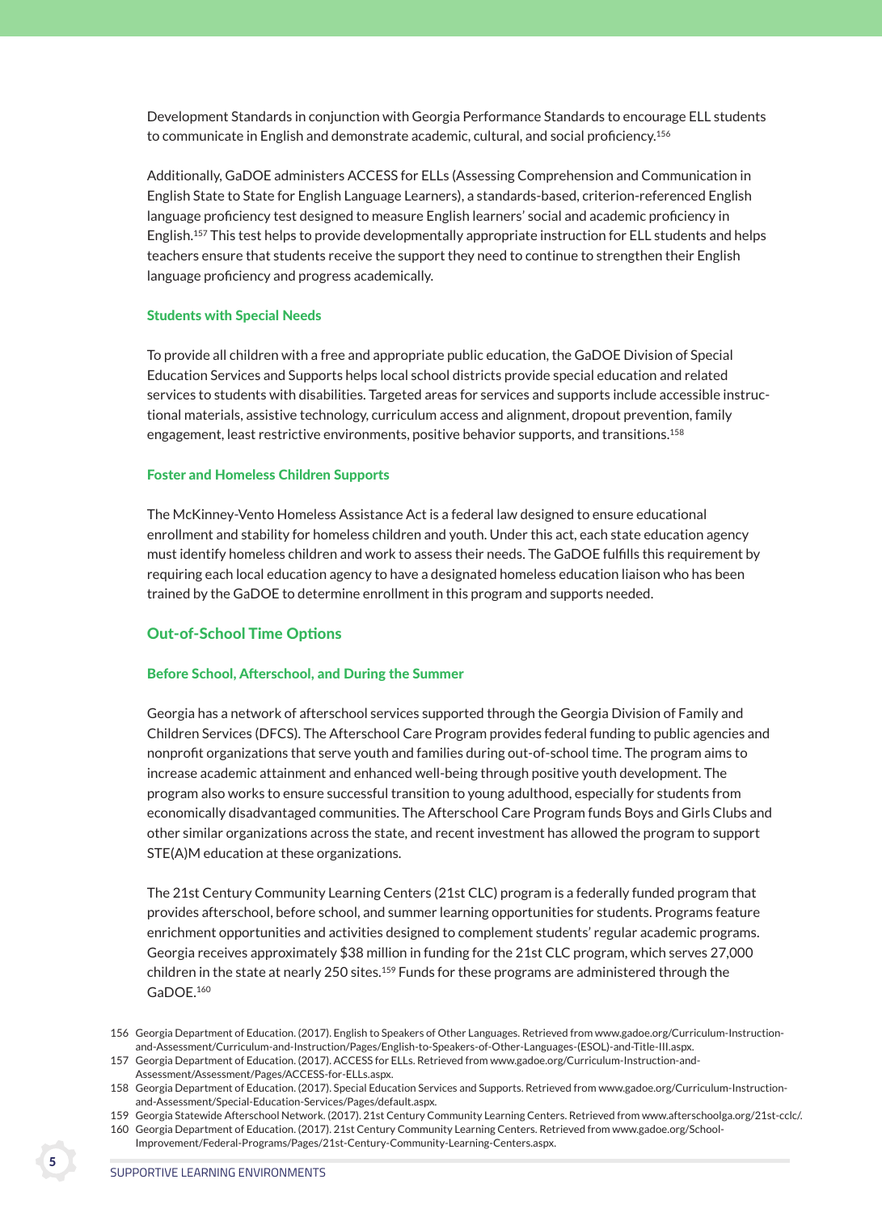Development Standards in conjunction with Georgia Performance Standards to encourage ELL students to communicate in English and demonstrate academic, cultural, and social proficiency.[156]

Additionally, GaDOE administers ACCESS for ELLs (Assessing Comprehension and Communication in English State to State for English Language Learners), a standards-based, criterion-referenced English language proficiency test designed to measure English learners' social and academic proficiency in English.[157] This test helps to provide developmentally appropriate instruction for ELL students and helps teachers ensure that students receive the support they need to continue to strengthen their English language proficiency and progress academically.

#### Students with Special Needs

To provide all children with a free and appropriate public education, the GaDOE Division of Special Education Services and Supports helps local school districts provide special education and related services to students with disabilities. Targeted areas for services and supports include accessible instructional materials, assistive technology, curriculum access and alignment, dropout prevention, family engagement, least restrictive environments, positive behavior supports, and transitions.[158]

#### Foster and Homeless Children Supports

The McKinney-Vento Homeless Assistance Act is a federal law designed to ensure educational enrollment and stability for homeless children and youth. Under this act, each state education agency must identify homeless children and work to assess their needs. The GaDOE fulfills this requirement by requiring each local education agency to have a designated homeless education liaison who has been trained by the GaDOE to determine enrollment in this program and supports needed.

### Out-of-School Time Options

#### Before School, Afterschool, and During the Summer

Georgia has a network of afterschool services supported through the Georgia Division of Family and Children Services (DFCS). The Afterschool Care Program provides federal funding to public agencies and nonprofit organizations that serve youth and families during out-of-school time. The program aims to increase academic attainment and enhanced well-being through positive youth development. The program also works to ensure successful transition to young adulthood, especially for students from economically disadvantaged communities. The Afterschool Care Program funds Boys and Girls Clubs and other similar organizations across the state, and recent investment has allowed the program to support STE(A)M education at these organizations.

The 21st Century Community Learning Centers (21st CLC) program is a federally funded program that provides afterschool, before school, and summer learning opportunities for students. Programs feature enrichment opportunities and activities designed to complement students' regular academic programs. Georgia receives approximately $38 million in funding for the 21st CLC program, which serves 27,000 children in the state at nearly 250 sites.[159] Funds for these programs are administered through the GaDOE.[160]

---

156 Georgia Department of Education. (2017). English to Speakers of Other Languages. Retrieved from www.gadoe.org/Curriculum-Instruction-and-Assessment/Curriculum-and-Instruction/Pages/English-to-Speakers-of-Other-Languages-(ESOL)-and-Title-III.aspx.

157 Georgia Department of Education. (2017). ACCESS for ELLs. Retrieved from www.gadoe.org/Curriculum-Instruction-and-Assessment/Assessment/Pages/ACCESS-for-ELLs.aspx.

158 Georgia Department of Education. (2017). Special Education Services and Supports. Retrieved from www.gadoe.org/Curriculum-Instruction-and-Assessment/Special-Education-Services/Pages/default.aspx.

159 Georgia Statewide Afterschool Network. (2017). 21st Century Community Learning Centers. Retrieved from www.afterschoolga.org/21st-cclc/.

160 Georgia Department of Education. (2017). 21st Century Community Learning Centers. Retrieved from www.gadoe.org/School-Improvement/Federal-Programs/Pages/21st-Century-Community-Learning-Centers.aspx.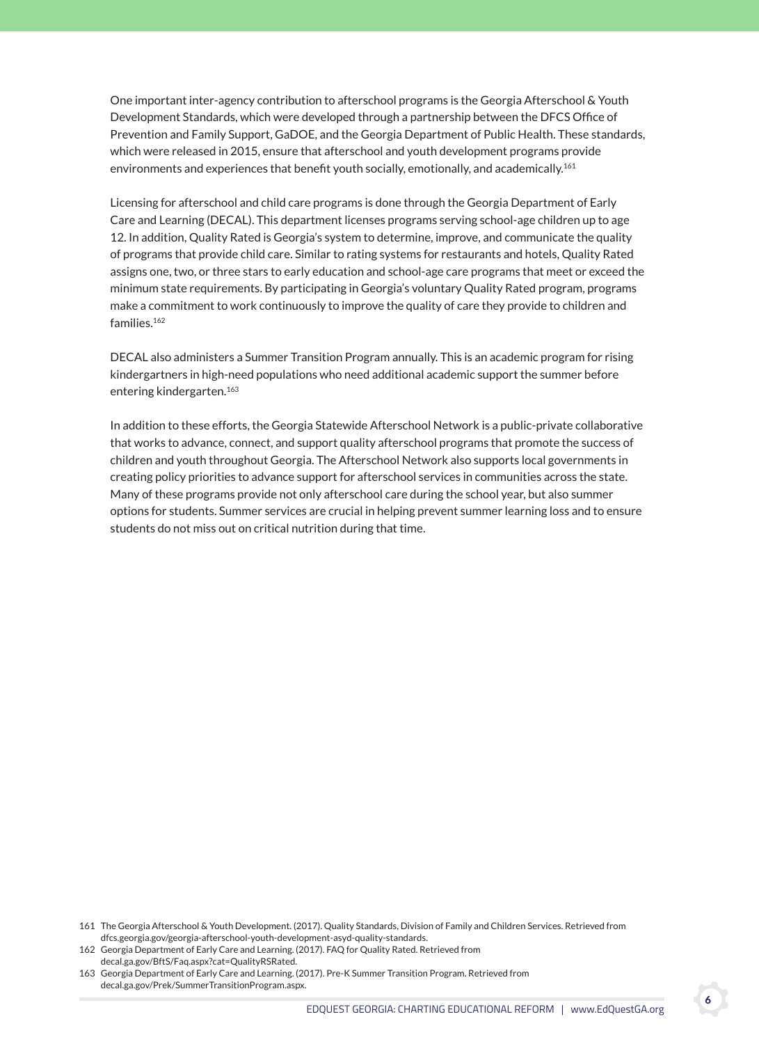One important inter-agency contribution to afterschool programs is the Georgia Afterschool & Youth Development Standards, which were developed through a partnership between the DFCS Office of Prevention and Family Support, GaDOE, and the Georgia Department of Public Health. These standards, which were released in 2015, ensure that afterschool and youth development programs provide environments and experiences that benefit youth socially, emotionally, and academically.[161]

Licensing for afterschool and child care programs is done through the Georgia Department of Early Care and Learning (DECAL). This department licenses programs serving school-age children up to age 12. In addition, Quality Rated is Georgia's system to determine, improve, and communicate the quality of programs that provide child care. Similar to rating systems for restaurants and hotels, Quality Rated assigns one, two, or three stars to early education and school-age care programs that meet or exceed the minimum state requirements. By participating in Georgia's voluntary Quality Rated program, programs make a commitment to work continuously to improve the quality of care they provide to children and families.[162]

DECAL also administers a Summer Transition Program annually. This is an academic program for rising kindergartners in high-need populations who need additional academic support the summer before entering kindergarten.[163]

In addition to these efforts, the Georgia Statewide Afterschool Network is a public-private collaborative that works to advance, connect, and support quality afterschool programs that promote the success of children and youth throughout Georgia. The Afterschool Network also supports local governments in creating policy priorities to advance support for afterschool services in communities across the state. Many of these programs provide not only afterschool care during the school year, but also summer options for students. Summer services are crucial in helping prevent summer learning loss and to ensure students do not miss out on critical nutrition during that time.

161 The Georgia Afterschool & Youth Development. (2017). Quality Standards, Division of Family and Children Services. Retrieved from dfcs.georgia.gov/georgia-afterschool-youth-development-asyd-quality-standards.

162 Georgia Department of Early Care and Learning. (2017). FAQ for Quality Rated. Retrieved from decal.ga.gov/BftS/Faq.aspx?cat=QualityRSRated.

163 Georgia Department of Early Care and Learning. (2017). Pre-K Summer Transition Program. Retrieved from decal.ga.gov/Prek/SummerTransitionProgram.aspx.